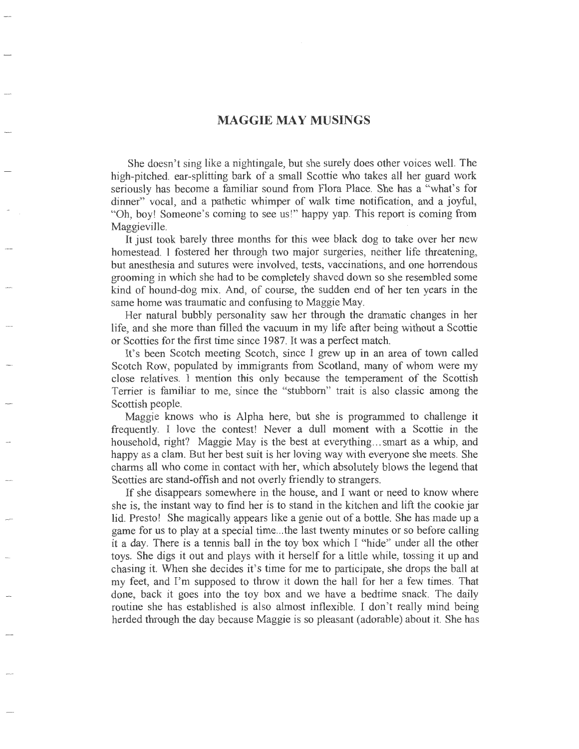# MAGGIE MAY MUSINGS

She doesn't sing like a nightingale, but she surely does other voices well. The high-pitched. ear-splitting bark of a small Scottie who takes all her guard work seriously has become a familiar sound from Flora Place. She has a "what's for dinner" vocal, and a pathetic whimper of walk time notification, and a joyful, "Oh, boy! Someone's coming to see us!" happy yap. This report is coming from Maggieville.

It just took barely three months for this wee black dog to take over her new homestead. I fostered her through two major surgeries, neither life threatening, but anesthesia and sutures were involved, tests, vaccinations, and one horrendous grooming in which she had to be completely shaved down so she resembled some kind of hound-dog mix. And, of course, the sudden end of her ten years in the same home was traumatic and confusing to Maggie May.

Her natural bubbly personality saw her through the dramatic changes in her life, and she more than filled the vacuum in my life after being without a Scottie or Scotties for the first time since 1987. It was a perfect match.

It's been Scotch meeting Scotch, since I grew up in an area of town called Scotch Row, populated by immigrants from Scotland, many of whom were my close relatives. I mention this only because the temperament of the Scottish Terrier is familiar to me, since the "stubborn" trait is also classic among the Scottish people.

Maggie knows who is Alpha here, but she is programmed to challenge it frequently. I love the contest! Never a dull moment with a Scottie in the household, right? Maggie May is the best at everything...smart as a whip, and happy as a clam. But her best suit is her loving way with everyone she meets. She charms all who come in contact with her, which absolutely blows the legend that Scotties are stand-offish and not overly friendly to strangers.

If she disappears somewhere in the house, and I want or need to know where she is, the instant way to find her is to stand in the kitchen and lift the cookie jar lid. Presto! She magically appears like a genie out of a bottle. She has made up a game for us to play at a special time...the last twenty minutes or so before calling it a day. There is a tennis ball in the toy box which I "hide" under all the other toys. She digs it out and plays with it herself for a little while, tossing it up and chasing it. When she decides it's time for me to participate, she drops the ball at my feet, and I'm supposed to throw it down the hall for her a few times. That done, back it goes into the toy box and we have a bedtime snack. The daily routine she has established is also almost inflexible. I don't really mind being herded through the day because Maggie is so pleasant (adorable) about it. She has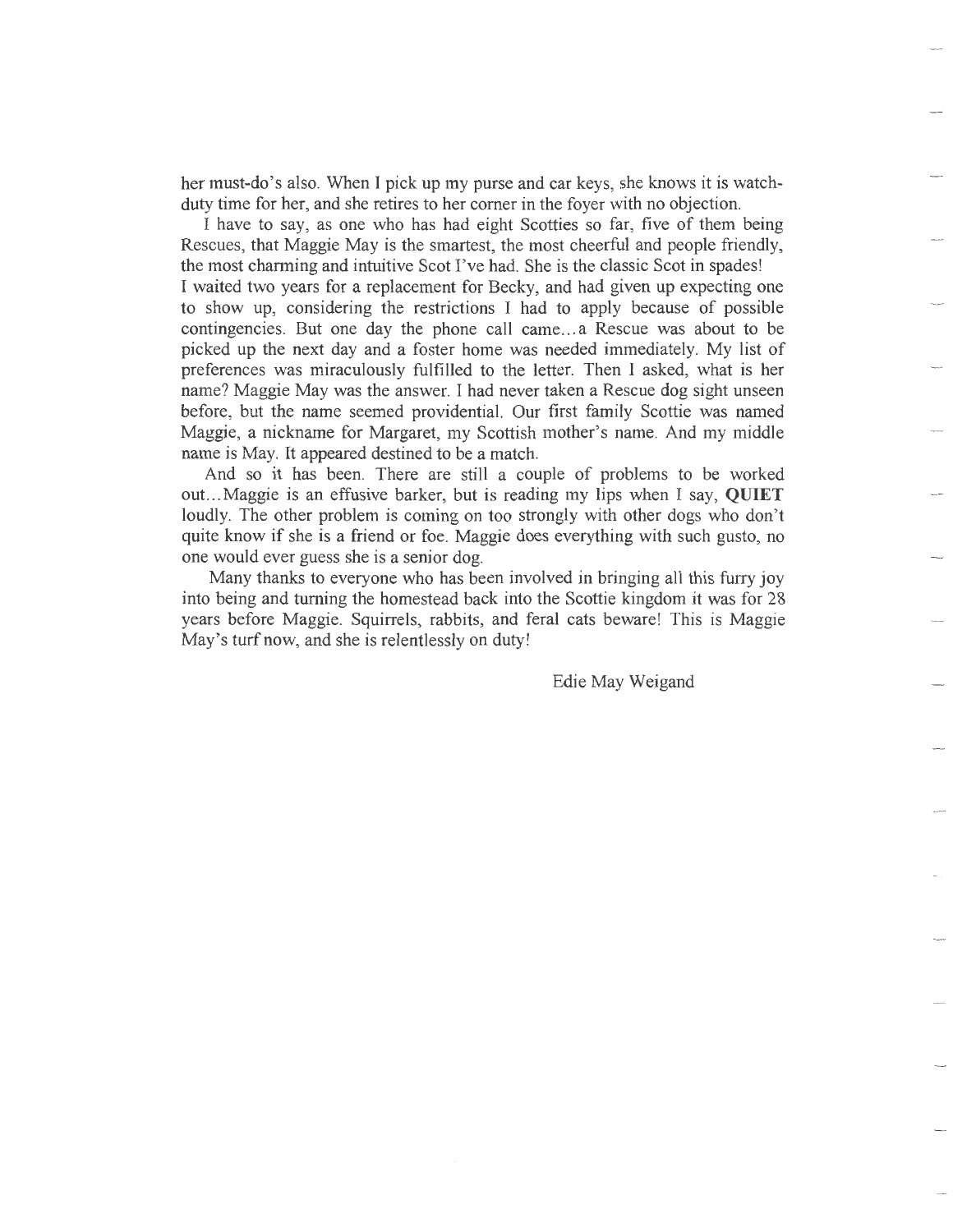her must-do's also. When I pick up my purse and car keys, she knows it is watch-duty time for her, and she retires to her corner in the foyer with no objection.

I have to say, as one who has had eight Scotties so far, five of them being Rescues, that Maggie May is the smartest, the most cheerful and people friendly, the most charming and intuitive Scot I've had. She is the classic Scot in spades!

I waited two years for a replacement for Becky, and had given up expecting one to show up, considering the restrictions I had to apply because of possible contingencies. But one day the phone call came...a Rescue was about to be picked up the next day and a foster home was needed immediately. My list of preferences was miraculously fulfilled to the letter. Then I asked, what is her name? Maggie May was the answer. I had never taken a Rescue dog sight unseen before, but the name seemed providential. Our first family Scottie was named Maggie, a nickname for Margaret, my Scottish mother's name. And my middle name is May. It appeared destined to be a match.

And so it has been. There are still a couple of problems to be worked out...Maggie is an effusive barker, but is reading my lips when I say, **QUIET** loudly. The other problem is coming on too strongly with other dogs who don't quite know if she is a friend or foe. Maggie does everything with such gusto, no one would ever guess she is a senior dog.

Many thanks to everyone who has been involved in bringing all this furry joy into being and turning the homestead back into the Scottie kingdom it was for 28 years before Maggie. Squirrels, rabbits, and feral cats beware! This is Maggie May's turf now, and she is relentlessly on duty!

Edie May Weigand